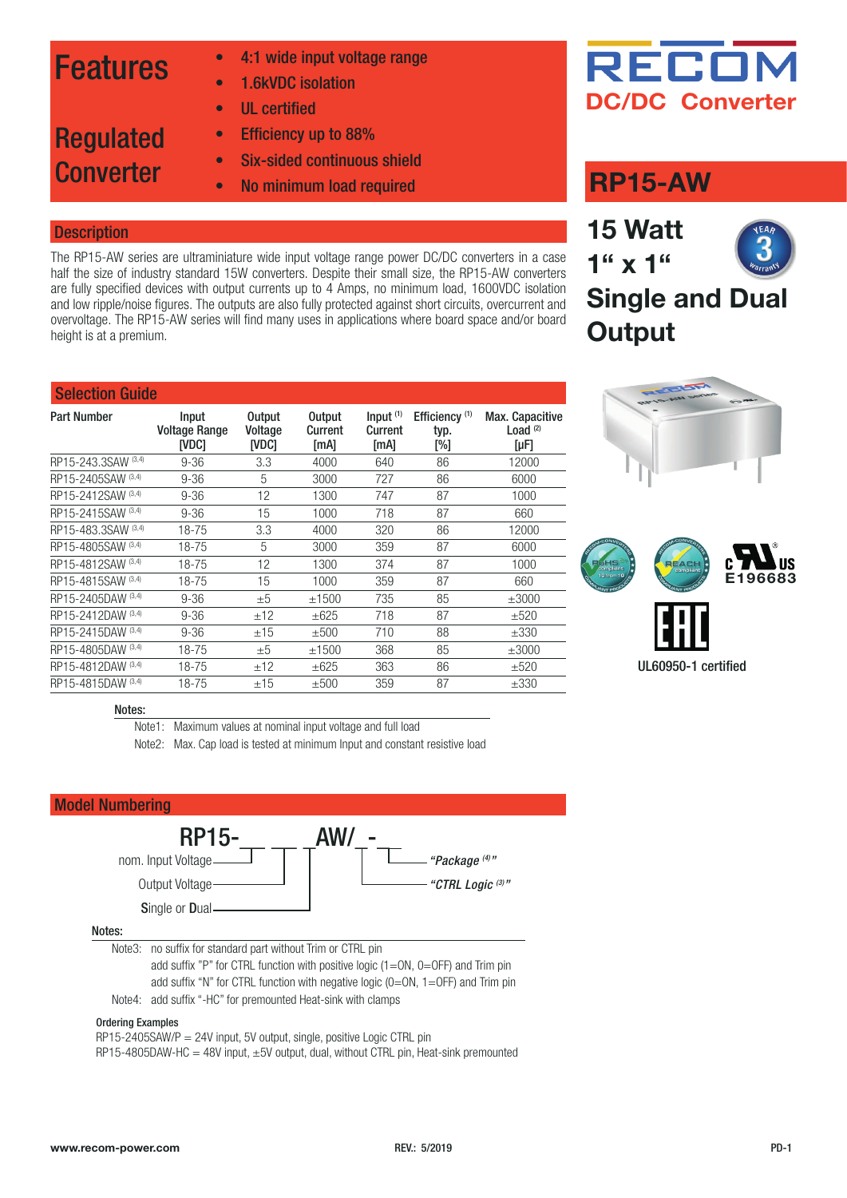# Features

## Regulated Converter

- 4:1 wide input voltage range
- 1.6kVDC isolation
- UL certified
- Efficiency up to 88%
- Six-sided continuous shield
- No minimum load required

RECOM
DC/DC Converter

# RP15-AW

## 15 Watt 1" x 1" Single and Dual Output

## Description

The RP15-AW series are ultraminiature wide input voltage range power DC/DC converters in a case half the size of industry standard 15W converters. Despite their small size, the RP15-AW converters are fully specified devices with output currents up to 4 Amps, no minimum load, 1600VDC isolation and low ripple/noise figures. The outputs are also fully protected against short circuits, overcurrent and overvoltage. The RP15-AW series will find many uses in applications where board space and/or board height is at a premium.

## Selection Guide

| Part Number | Input Voltage Range [VDC] | Output Voltage [VDC] | Output Current [mA] | Input (1) Current [mA] | Efficiency (1) typ. [%] | Max. Capacitive Load (2) [µF] |
|---|---|---|---|---|---|---|
| RP15-243.3SAW (3,4) | 9-36 | 3.3 | 4000 | 640 | 86 | 12000 |
| RP15-2405SAW (3,4) | 9-36 | 5 | 3000 | 727 | 86 | 6000 |
| RP15-2412SAW (3,4) | 9-36 | 12 | 1300 | 747 | 87 | 1000 |
| RP15-2415SAW (3,4) | 9-36 | 15 | 1000 | 718 | 87 | 660 |
| RP15-483.3SAW (3,4) | 18-75 | 3.3 | 4000 | 320 | 86 | 12000 |
| RP15-4805SAW (3,4) | 18-75 | 5 | 3000 | 359 | 87 | 6000 |
| RP15-4812SAW (3,4) | 18-75 | 12 | 1300 | 374 | 87 | 1000 |
| RP15-4815SAW (3,4) | 18-75 | 15 | 1000 | 359 | 87 | 660 |
| RP15-2405DAW (3,4) | 9-36 | ±5 | ±1500 | 735 | 85 | ±3000 |
| RP15-2412DAW (3,4) | 9-36 | ±12 | ±625 | 718 | 87 | ±520 |
| RP15-2415DAW (3,4) | 9-36 | ±15 | ±500 | 710 | 88 | ±330 |
| RP15-4805DAW (3,4) | 18-75 | ±5 | ±1500 | 368 | 85 | ±3000 |
| RP15-4812DAW (3,4) | 18-75 | ±12 | ±625 | 363 | 86 | ±520 |
| RP15-4815DAW (3,4) | 18-75 | ±15 | ±500 | 359 | 87 | ±330 |

Notes:

Note1: Maximum values at nominal input voltage and full load

Note2: Max. Cap load is tested at minimum Input and constant resistive load

c UL us E196683

UL60950-1 certified

## Model Numbering

RP15-_ _ _AW/_ -_

- nom. Input Voltage
- Output Voltage
- Single or Dual
- *"Package (4)"*
- *"CTRL Logic (3)"*

Notes:

Note3: no suffix for standard part without Trim or CTRL pin
add suffix "P" for CTRL function with positive logic (1=ON, 0=OFF) and Trim pin
add suffix "N" for CTRL function with negative logic (0=ON, 1=OFF) and Trim pin

Note4: add suffix "-HC" for premounted Heat-sink with clamps

**Ordering Examples**

RP15-2405SAW/P = 24V input, 5V output, single, positive Logic CTRL pin

RP15-4805DAW-HC = 48V input, ±5V output, dual, without CTRL pin, Heat-sink premounted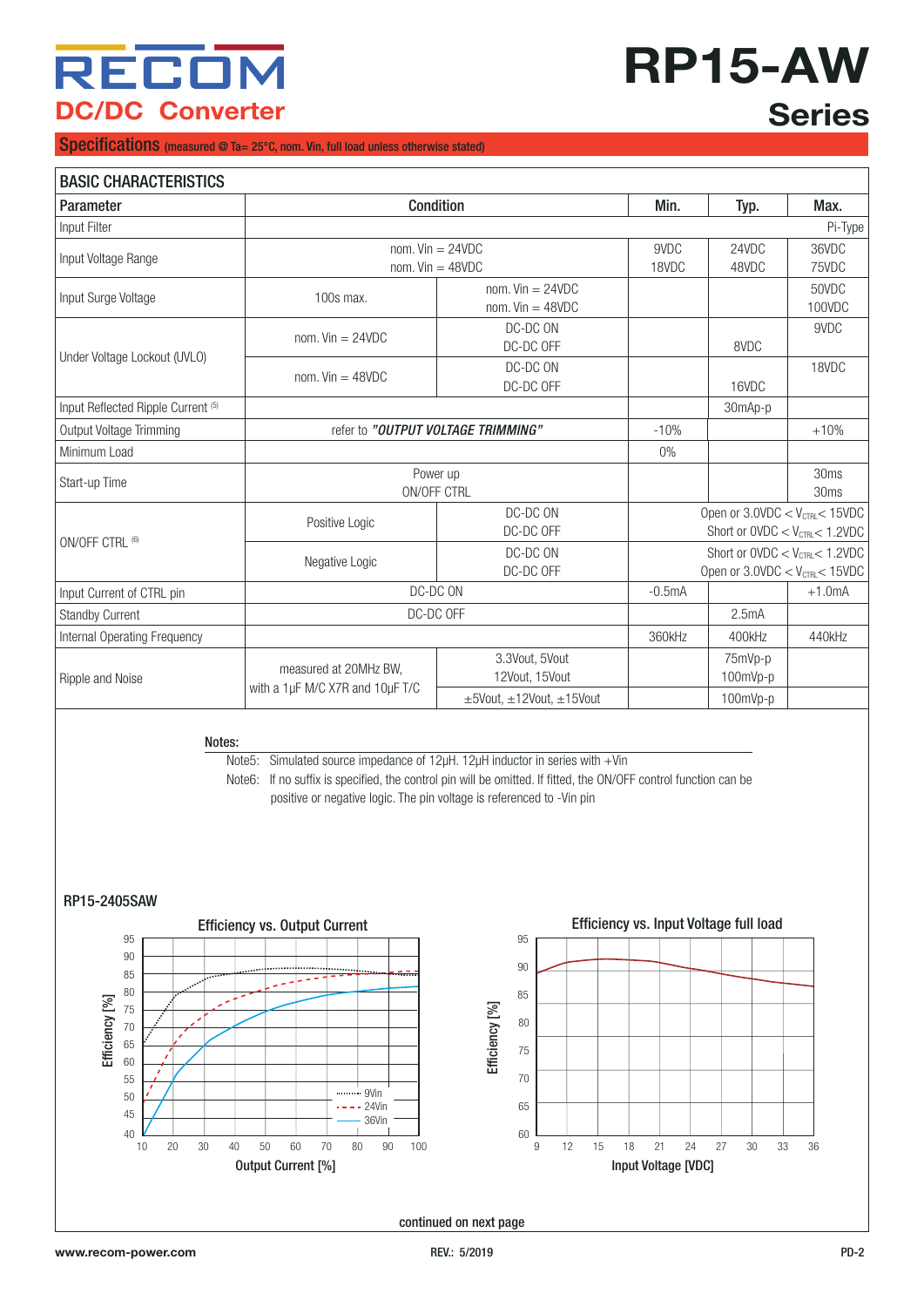## Specifications (measured @ Ta= 25°C, nom. Vin, full load unless otherwise stated)

| BASIC CHARACTERISTICS | | | | | |
|---|---|---|---|---|---|
| **Parameter** | **Condition** | | **Min.** | **Typ.** | **Max.** |
| Input Filter | | | | | Pi-Type |
| Input Voltage Range | nom. Vin = 24VDC<br>nom. Vin = 48VDC | | 9VDC<br>18VDC | 24VDC<br>48VDC | 36VDC<br>75VDC |
| Input Surge Voltage | 100s max. | nom. Vin = 24VDC<br>nom. Vin = 48VDC | | | 50VDC<br>100VDC |
| Under Voltage Lockout (UVLO) | nom. Vin = 24VDC | DC-DC ON<br>DC-DC OFF | | 8VDC | 9VDC |
| | nom. Vin = 48VDC | DC-DC ON<br>DC-DC OFF | | 16VDC | 18VDC |
| Input Reflected Ripple Current [5] | | | | 30mAp-p | |
| Output Voltage Trimming | refer to *"OUTPUT VOLTAGE TRIMMING"* | | -10% | | +10% |
| Minimum Load | | | 0% | | |
| Start-up Time | Power up<br>ON/OFF CTRL | | | | 30ms<br>30ms |
| ON/OFF CTRL [6] | Positive Logic | DC-DC ON<br>DC-DC OFF | Open or 3.0VDC < $V_{CTRL}$ < 15VDC<br>Short or 0VDC < $V_{CTRL}$ < 1.2VDC | | |
| | Negative Logic | DC-DC ON<br>DC-DC OFF | Short or 0VDC < $V_{CTRL}$ < 1.2VDC<br>Open or 3.0VDC < $V_{CTRL}$ < 15VDC | | |
| Input Current of CTRL pin | DC-DC ON | | -0.5mA | | +1.0mA |
| Standby Current | DC-DC OFF | | | 2.5mA | |
| Internal Operating Frequency | | | 360kHz | 400kHz | 440kHz |
| Ripple and Noise | measured at 20MHz BW,<br>with a 1µF M/C X7R and 10µF T/C | 3.3Vout, 5Vout<br>12Vout, 15Vout | | 75mVp-p<br>100mVp-p | |
| | | ±5Vout, ±12Vout, ±15Vout | | 100mVp-p | |

**Notes:**

Note5: Simulated source impedance of 12µH. 12µH inductor in series with +Vin

Note6: If no suffix is specified, the control pin will be omitted. If fitted, the ON/OFF control function can be positive or negative logic. The pin voltage is referenced to -Vin pin

**RP15-2405SAW**

**Efficiency vs. Output Current**

**Efficiency vs. Input Voltage full load**

continued on next page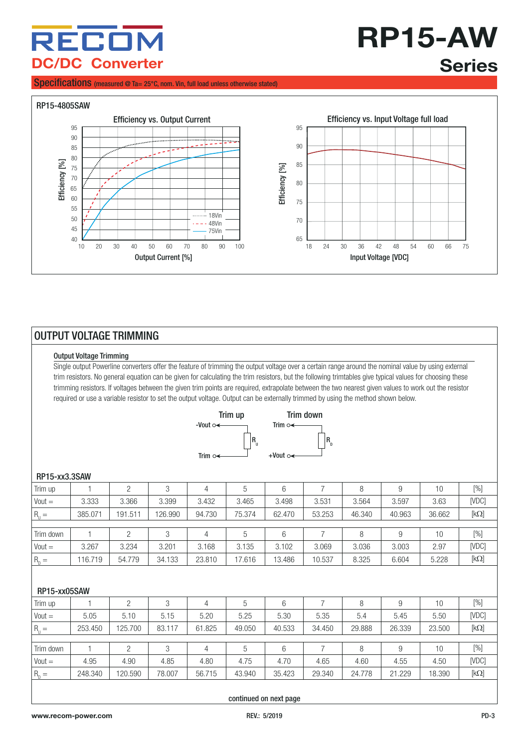## Specifications (measured @ Ta= 25°C, nom. Vin, full load unless otherwise stated)

### RP15-4805SAW

Efficiency vs. Output Current

Efficiency vs. Input Voltage full load

## OUTPUT VOLTAGE TRIMMING

### Output Voltage Trimming

Single output Powerline converters offer the feature of trimming the output voltage over a certain range around the nominal value by using external trim resistors. No general equation can be given for calculating the trim resistors, but the following trimtables give typical values for choosing these trimming resistors. If voltages between the given trim points are required, extrapolate between the two nearest given values to work out the resistor required or use a variable resistor to set the output voltage. Output can be externally trimmed by using the method shown below.

Trim up: -Vout — $R_U$ — Trim

Trim down: Trim — $R_D$ — +Vout

### RP15-xx3.3SAW

| Trim up | 1 | 2 | 3 | 4 | 5 | 6 | 7 | 8 | 9 | 10 | [%] |
|---|---|---|---|---|---|---|---|---|---|---|---|
| Vout = | 3.333 | 3.366 | 3.399 | 3.432 | 3.465 | 3.498 | 3.531 | 3.564 | 3.597 | 3.63 | [VDC] |
| $R_U$ = | 385.071 | 191.511 | 126.990 | 94.730 | 75.374 | 62.470 | 53.253 | 46.340 | 40.963 | 36.662 | [kΩ] |

| Trim down | 1 | 2 | 3 | 4 | 5 | 6 | 7 | 8 | 9 | 10 | [%] |
|---|---|---|---|---|---|---|---|---|---|---|---|
| Vout = | 3.267 | 3.234 | 3.201 | 3.168 | 3.135 | 3.102 | 3.069 | 3.036 | 3.003 | 2.97 | [VDC] |
| $R_D$ = | 116.719 | 54.779 | 34.133 | 23.810 | 17.616 | 13.486 | 10.537 | 8.325 | 6.604 | 5.228 | [kΩ] |

### RP15-xx05SAW

| Trim up | 1 | 2 | 3 | 4 | 5 | 6 | 7 | 8 | 9 | 10 | [%] |
|---|---|---|---|---|---|---|---|---|---|---|---|
| Vout = | 5.05 | 5.10 | 5.15 | 5.20 | 5.25 | 5.30 | 5.35 | 5.4 | 5.45 | 5.50 | [VDC] |
| $R_U$ = | 253.450 | 125.700 | 83.117 | 61.825 | 49.050 | 40.533 | 34.450 | 29.888 | 26.339 | 23.500 | [kΩ] |

| Trim down | 1 | 2 | 3 | 4 | 5 | 6 | 7 | 8 | 9 | 10 | [%] |
|---|---|---|---|---|---|---|---|---|---|---|---|
| Vout = | 4.95 | 4.90 | 4.85 | 4.80 | 4.75 | 4.70 | 4.65 | 4.60 | 4.55 | 4.50 | [VDC] |
| $R_D$ = | 248.340 | 120.590 | 78.007 | 56.715 | 43.940 | 35.423 | 29.340 | 24.778 | 21.229 | 18.390 | [kΩ] |

continued on next page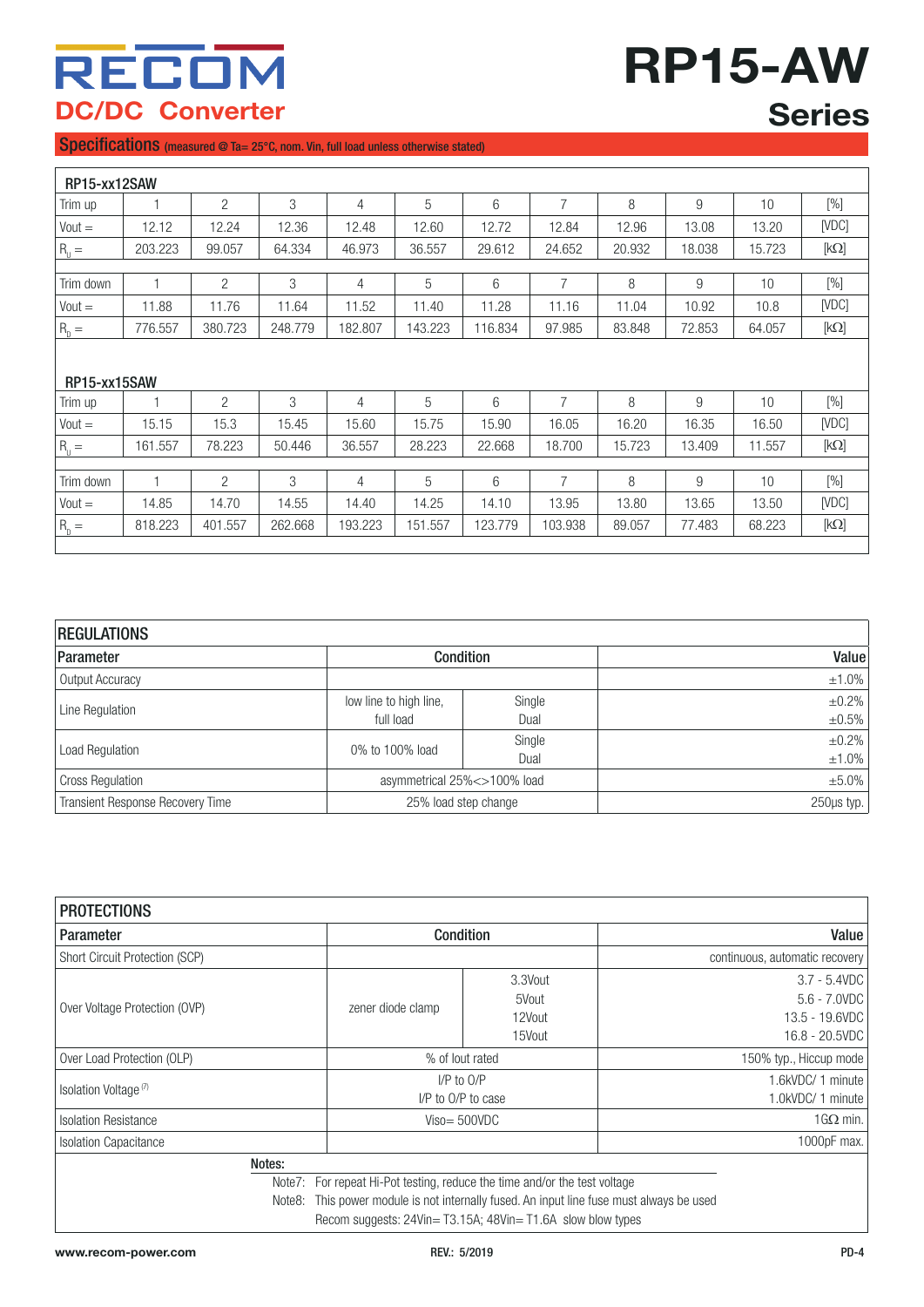# RP15-AW Series

## Specifications (measured @ Ta= 25°C, nom. Vin, full load unless otherwise stated)

**RP15-xx12SAW**

| Trim up | 1 | 2 | 3 | 4 | 5 | 6 | 7 | 8 | 9 | 10 | [%] |
|---|---|---|---|---|---|---|---|---|---|---|---|
| Vout = | 12.12 | 12.24 | 12.36 | 12.48 | 12.60 | 12.72 | 12.84 | 12.96 | 13.08 | 13.20 | [VDC] |
| $R_U$ = | 203.223 | 99.057 | 64.334 | 46.973 | 36.557 | 29.612 | 24.652 | 20.932 | 18.038 | 15.723 | [kΩ] |

| Trim down | 1 | 2 | 3 | 4 | 5 | 6 | 7 | 8 | 9 | 10 | [%] |
|---|---|---|---|---|---|---|---|---|---|---|---|
| Vout = | 11.88 | 11.76 | 11.64 | 11.52 | 11.40 | 11.28 | 11.16 | 11.04 | 10.92 | 10.8 | [VDC] |
| $R_D$ = | 776.557 | 380.723 | 248.779 | 182.807 | 143.223 | 116.834 | 97.985 | 83.848 | 72.853 | 64.057 | [kΩ] |

**RP15-xx15SAW**

| Trim up | 1 | 2 | 3 | 4 | 5 | 6 | 7 | 8 | 9 | 10 | [%] |
|---|---|---|---|---|---|---|---|---|---|---|---|
| Vout = | 15.15 | 15.3 | 15.45 | 15.60 | 15.75 | 15.90 | 16.05 | 16.20 | 16.35 | 16.50 | [VDC] |
| $R_U$ = | 161.557 | 78.223 | 50.446 | 36.557 | 28.223 | 22.668 | 18.700 | 15.723 | 13.409 | 11.557 | [kΩ] |

| Trim down | 1 | 2 | 3 | 4 | 5 | 6 | 7 | 8 | 9 | 10 | [%] |
|---|---|---|---|---|---|---|---|---|---|---|---|
| Vout = | 14.85 | 14.70 | 14.55 | 14.40 | 14.25 | 14.10 | 13.95 | 13.80 | 13.65 | 13.50 | [VDC] |
| $R_D$ = | 818.223 | 401.557 | 262.668 | 193.223 | 151.557 | 123.779 | 103.938 | 89.057 | 77.483 | 68.223 | [kΩ] |

### REGULATIONS

| Parameter | Condition | | Value |
|---|---|---|---|
| Output Accuracy | | | ±1.0% |
| Line Regulation | low line to high line, full load | Single<br>Dual | ±0.2%<br>±0.5% |
| Load Regulation | 0% to 100% load | Single<br>Dual | ±0.2%<br>±1.0% |
| Cross Regulation | asymmetrical 25%<>100% load | | ±5.0% |
| Transient Response Recovery Time | 25% load step change | | 250µs typ. |

### PROTECTIONS

| Parameter | Condition | | Value |
|---|---|---|---|
| Short Circuit Protection (SCP) | | | continuous, automatic recovery |
| Over Voltage Protection (OVP) | zener diode clamp | 3.3Vout<br>5Vout<br>12Vout<br>15Vout | 3.7 - 5.4VDC<br>5.6 - 7.0VDC<br>13.5 - 19.6VDC<br>16.8 - 20.5VDC |
| Over Load Protection (OLP) | % of Iout rated | | 150% typ., Hiccup mode |
| Isolation Voltage [7] | I/P to O/P<br>I/P to O/P to case | | 1.6kVDC/ 1 minute<br>1.0kVDC/ 1 minute |
| Isolation Resistance | Viso= 500VDC | | 1GΩ min. |
| Isolation Capacitance | | | 1000pF max. |

**Notes:**

Note7: For repeat Hi-Pot testing, reduce the time and/or the test voltage

Note8: This power module is not internally fused. An input line fuse must always be used
Recom suggests: 24Vin= T3.15A; 48Vin= T1.6A slow blow types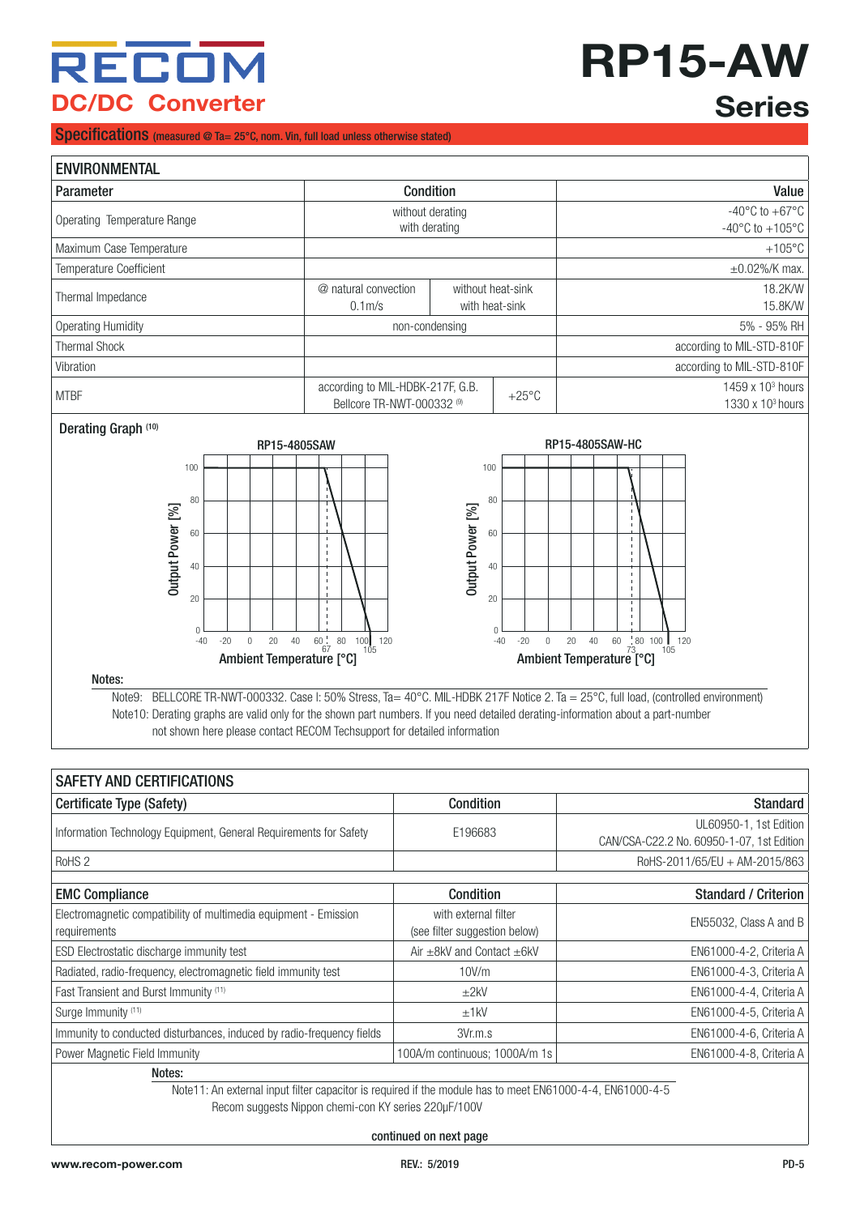## Specifications (measured @ Ta= 25°C, nom. Vin, full load unless otherwise stated)

### ENVIRONMENTAL

| Parameter | Condition | | Value |
|---|---|---|---|
| Operating Temperature Range | without derating<br>with derating | | -40°C to +67°C<br>-40°C to +105°C |
| Maximum Case Temperature | | | +105°C |
| Temperature Coefficient | | | ±0.02%/K max. |
| Thermal Impedance | @ natural convection<br>0.1m/s | without heat-sink<br>with heat-sink | 18.2K/W<br>15.8K/W |
| Operating Humidity | non-condensing | | 5% - 95% RH |
| Thermal Shock | | | according to MIL-STD-810F |
| Vibration | | | according to MIL-STD-810F |
| MTBF | according to MIL-HDBK-217F, G.B.<br>Bellcore TR-NWT-000332 (9) | +25°C | 1459 x $10^3$ hours<br>1330 x $10^3$ hours |

**Derating Graph (10)**

RP15-4805SAW

RP15-4805SAW-HC

**Notes:**

Note9: BELLCORE TR-NWT-000332. Case I: 50% Stress, Ta= 40°C. MIL-HDBK 217F Notice 2. Ta = 25°C, full load, (controlled environment)

Note10: Derating graphs are valid only for the shown part numbers. If you need detailed derating-information about a part-number not shown here please contact RECOM Techsupport for detailed information

### SAFETY AND CERTIFICATIONS

| Certificate Type (Safety) | Condition | Standard |
|---|---|---|
| Information Technology Equipment, General Requirements for Safety | E196683 | UL60950-1, 1st Edition<br>CAN/CSA-C22.2 No. 60950-1-07, 1st Edition |
| RoHS 2 | | RoHS-2011/65/EU + AM-2015/863 |

| EMC Compliance | Condition | Standard / Criterion |
|---|---|---|
| Electromagnetic compatibility of multimedia equipment - Emission requirements | with external filter<br>(see filter suggestion below) | EN55032, Class A and B |
| ESD Electrostatic discharge immunity test | Air ±8kV and Contact ±6kV | EN61000-4-2, Criteria A |
| Radiated, radio-frequency, electromagnetic field immunity test | 10V/m | EN61000-4-3, Criteria A |
| Fast Transient and Burst Immunity (11) | ±2kV | EN61000-4-4, Criteria A |
| Surge Immunity (11) | ±1kV | EN61000-4-5, Criteria A |
| Immunity to conducted disturbances, induced by radio-frequency fields | 3Vr.m.s | EN61000-4-6, Criteria A |
| Power Magnetic Field Immunity | 100A/m continuous; 1000A/m 1s | EN61000-4-8, Criteria A |

**Notes:**

Note11: An external input filter capacitor is required if the module has to meet EN61000-4-4, EN61000-4-5
Recom suggests Nippon chemi-con KY series 220µF/100V

continued on next page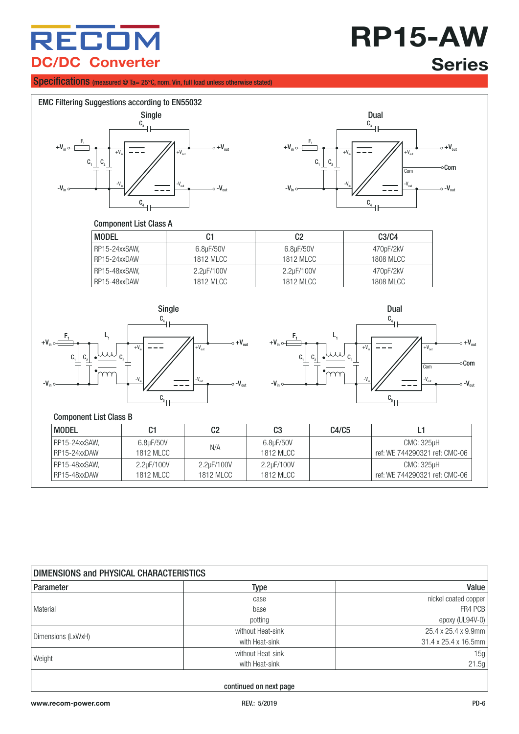## Specifications (measured @ Ta= 25°C, nom. Vin, full load unless otherwise stated)

### EMC Filtering Suggestions according to EN55032

**Component List Class A**

| MODEL | C1 | C2 | C3/C4 |
|---|---|---|---|
| RP15-24xxSAW, RP15-24xxDAW | 6.8µF/50V 1812 MLCC | 6.8µF/50V 1812 MLCC | 470pF/2kV 1808 MLCC |
| RP15-48xxSAW, RP15-48xxDAW | 2.2µF/100V 1812 MLCC | 2.2µF/100V 1812 MLCC | 470pF/2kV 1808 MLCC |

**Component List Class B**

| MODEL | C1 | C2 | C3 | C4/C5 | L1 |
|---|---|---|---|---|---|
| RP15-24xxSAW, RP15-24xxDAW | 6.8µF/50V 1812 MLCC | N/A | 6.8µF/50V 1812 MLCC | | CMC: 325µH ref: WE 744290321 ref: CMC-06 |
| RP15-48xxSAW, RP15-48xxDAW | 2.2µF/100V 1812 MLCC | 2.2µF/100V 1812 MLCC | 2.2µF/100V 1812 MLCC | | CMC: 325µH ref: WE 744290321 ref: CMC-06 |

### DIMENSIONS and PHYSICAL CHARACTERISTICS

| Parameter | Type | Value |
|---|---|---|
| Material | case | nickel coated copper |
| | base | FR4 PCB |
| | potting | epoxy (UL94V-0) |
| Dimensions (LxWxH) | without Heat-sink | 25.4 x 25.4 x 9.9mm |
| | with Heat-sink | 31.4 x 25.4 x 16.5mm |
| Weight | without Heat-sink | 15g |
| | with Heat-sink | 21.5g |

continued on next page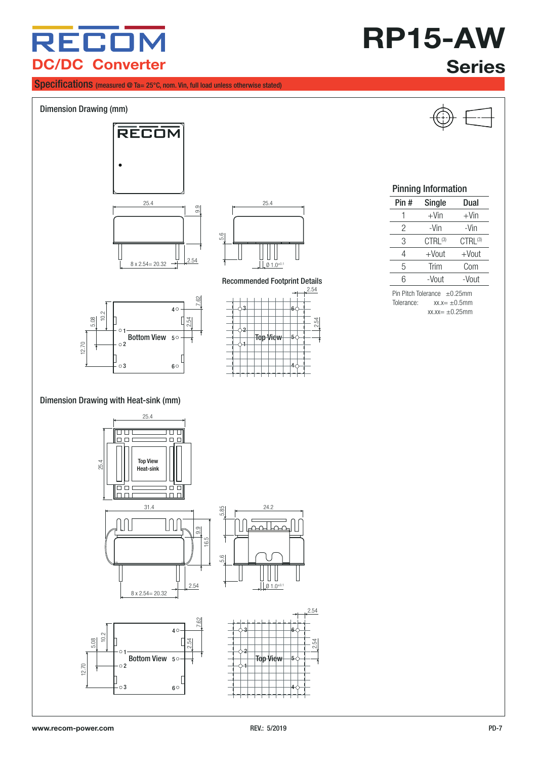## Specifications (measured @ Ta= 25°C, nom. Vin, full load unless otherwise stated)

### Dimension Drawing (mm)

### Recommended Footprint Details

### Pinning Information

| Pin # | Single | Dual |
|---|---|---|
| 1 | +Vin | +Vin |
| 2 | -Vin | -Vin |
| 3 | CTRL[3] | CTRL[3] |
| 4 | +Vout | +Vout |
| 5 | Trim | Com |
| 6 | -Vout | -Vout |

Pin Pitch Tolerance ±0.25mm
Tolerance: xx.x= ±0.5mm
xx.xx= ±0.25mm

### Dimension Drawing with Heat-sink (mm)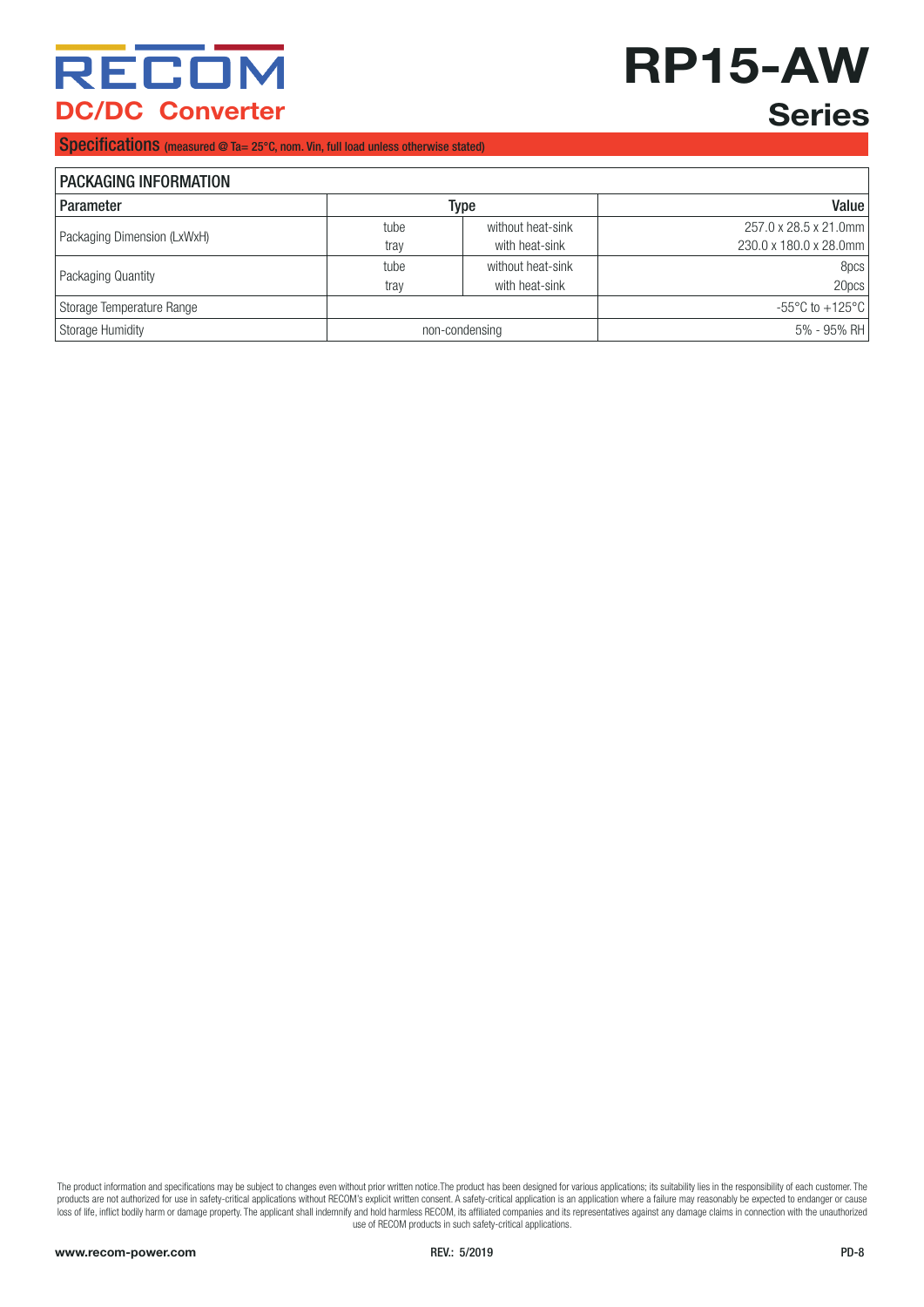Specifications (measured @ Ta= 25°C, nom. Vin, full load unless otherwise stated)

| PACKAGING INFORMATION | | | |
|---|---|---|---|
| Parameter | Type | | Value |
| Packaging Dimension (LxWxH) | tube | without heat-sink | 257.0 x 28.5 x 21.0mm |
| | tray | with heat-sink | 230.0 x 180.0 x 28.0mm |
| Packaging Quantity | tube | without heat-sink | 8pcs |
| | tray | with heat-sink | 20pcs |
| Storage Temperature Range | | | -55°C to +125°C |
| Storage Humidity | non-condensing | | 5% - 95% RH |

The product information and specifications may be subject to changes even without prior written notice.The product has been designed for various applications; its suitability lies in the responsibility of each customer. The products are not authorized for use in safety-critical applications without RECOM's explicit written consent. A safety-critical application is an application where a failure may reasonably be expected to endanger or cause loss of life, inflict bodily harm or damage property. The applicant shall indemnify and hold harmless RECOM, its affiliated companies and its representatives against any damage claims in connection with the unauthorized use of RECOM products in such safety-critical applications.